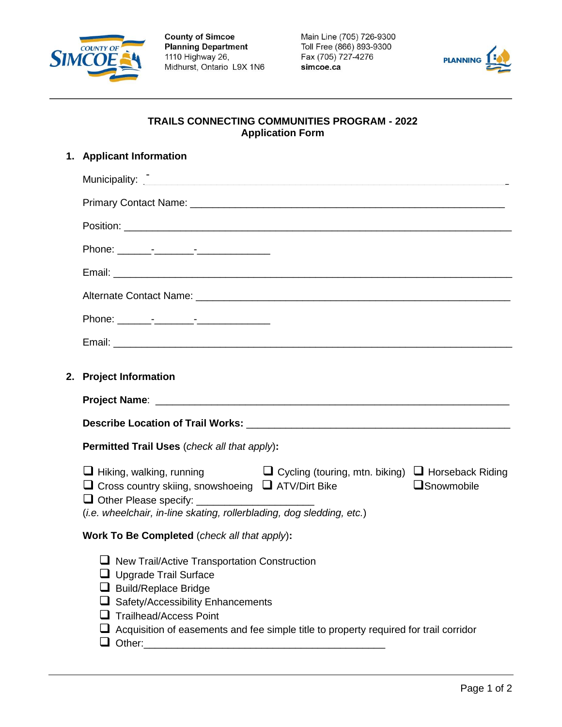County of Simcoe
**Planning Department**
1110 Highway 26,
Midhurst, Ontario L9X 1N6

Main Line (705) 726-9300
Toll Free (866) 893-9300
Fax (705) 727-4276
**simcoe.ca**

PLANNING

---

## TRAILS CONNECTING COMMUNITIES PROGRAM - 2022
## Application Form

### 1. Applicant Information

Municipality: ______________________________________________

Primary Contact Name: ______________________________________________

Position: ______________________________________________

Phone: ______-_______-_____________

Email: ______________________________________________

Alternate Contact Name: ______________________________________________

Phone: ______-_______-_____________

Email: ______________________________________________

### 2. Project Information

**Project Name**: ______________________________________________

**Describe Location of Trail Works:** ______________________________________________

**Permitted Trail Uses** (*check all that apply*)**:**

- ❑ Hiking, walking, running
- ❑ Cycling (touring, mtn. biking)
- ❑ Horseback Riding
- ❑ Cross country skiing, snowshoeing
- ❑ ATV/Dirt Bike
- ❑ Snowmobile
- ❑ Other Please specify: ____________________

(*i.e. wheelchair, in-line skating, rollerblading, dog sledding, etc.*)

**Work To Be Completed** (*check all that apply*)**:**

- ❑ New Trail/Active Transportation Construction
- ❑ Upgrade Trail Surface
- ❑ Build/Replace Bridge
- ❑ Safety/Accessibility Enhancements
- ❑ Trailhead/Access Point
- ❑ Acquisition of easements and fee simple title to property required for trail corridor
- ❑ Other:_________________________________________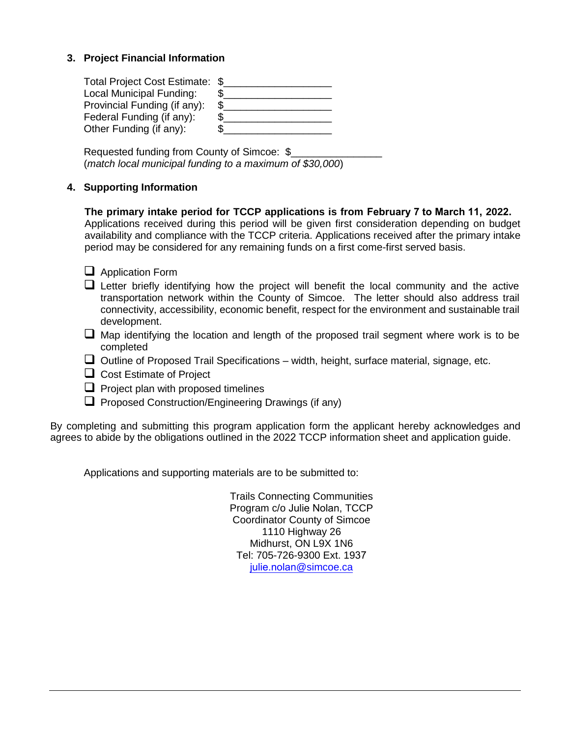### 3. Project Financial Information

Total Project Cost Estimate: $__________________
Local Municipal Funding: $__________________
Provincial Funding (if any): $__________________
Federal Funding (if any): $__________________
Other Funding (if any): $__________________

Requested funding from County of Simcoe: $________________
(*match local municipal funding to a maximum of $30,000*)

### 4. Supporting Information

**The primary intake period for TCCP applications is from February 7 to March 11, 2022.** Applications received during this period will be given first consideration depending on budget availability and compliance with the TCCP criteria. Applications received after the primary intake period may be considered for any remaining funds on a first come-first served basis.

- ☐ Application Form
- ☐ Letter briefly identifying how the project will benefit the local community and the active transportation network within the County of Simcoe. The letter should also address trail connectivity, accessibility, economic benefit, respect for the environment and sustainable trail development.
- ☐ Map identifying the location and length of the proposed trail segment where work is to be completed
- ☐ Outline of Proposed Trail Specifications – width, height, surface material, signage, etc.
- ☐ Cost Estimate of Project
- ☐ Project plan with proposed timelines
- ☐ Proposed Construction/Engineering Drawings (if any)

By completing and submitting this program application form the applicant hereby acknowledges and agrees to abide by the obligations outlined in the 2022 TCCP information sheet and application guide.

Applications and supporting materials are to be submitted to:

Trails Connecting Communities
Program c/o Julie Nolan, TCCP
Coordinator County of Simcoe
1110 Highway 26
Midhurst, ON L9X 1N6
Tel: 705-726-9300 Ext. 1937
julie.nolan@simcoe.ca